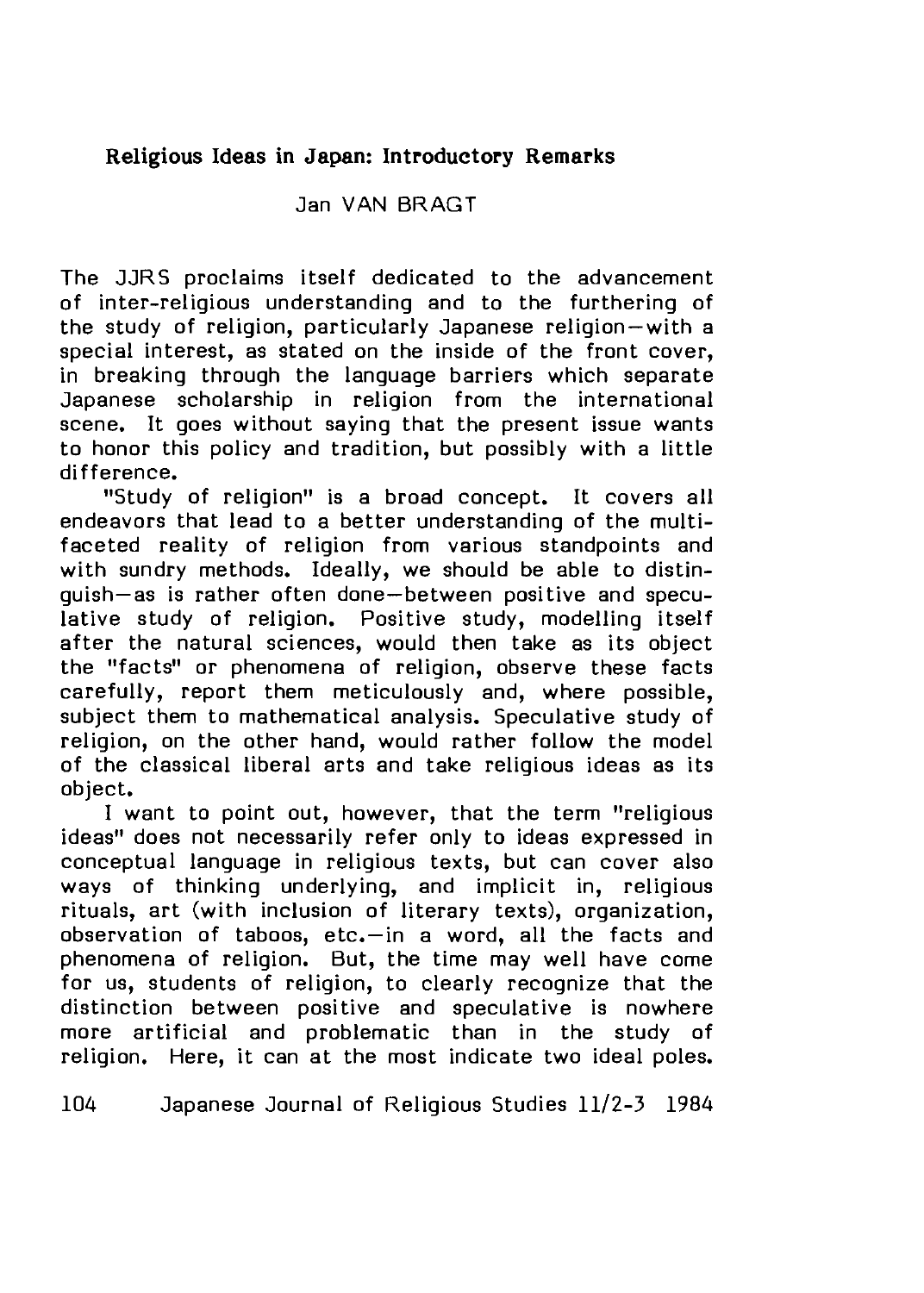## Religious Ideas in Japan: Introductory Remarks

Jan VAN BRAGT

The JJRS proclaims itself dedicated to the advancement of inter-religious understanding and to the furthering of the study of religion, particularly Japanese religion—with a special interest, as stated on the inside of the front cover, in breaking through the language barriers which separate Japanese scholarship in religion from the international scene. It goes without saying that the present issue wants to honor this policy and tradition, but possibly with a little difference.

"Study of religion" is a broad concept. It covers all endeavors that lead to a better understanding of the multifaceted reality of religion from various standpoints and with sundry methods. Ideally, we should be able to distinguish—as is rather often done—between positive and speculative study of religion. Positive study, modelling itself after the natural sciences, would then take as its object the "facts" or phenomena of religion, observe these facts carefully, report them meticulously and, where possible, subject them to mathematical analysis. Speculative study of religion, on the other hand, would rather follow the model of the classical liberal arts and take religious ideas as its object.

I want to point out, however, that the term "religious ideas" does not necessarily refer only to ideas expressed in conceptual language in religious texts, but can cover also ways of thinking underlying, and implicit in, religious rituals, art (with inclusion of literary texts), organization, observation of taboos, etc.—in a word, all the facts and phenomena of religion. But, the time may well have come for us, students of religion, to clearly recognize that the distinction between positive and speculative is nowhere more artificial and problematic than in the study of religion. Here, it can at the most indicate two ideal poles.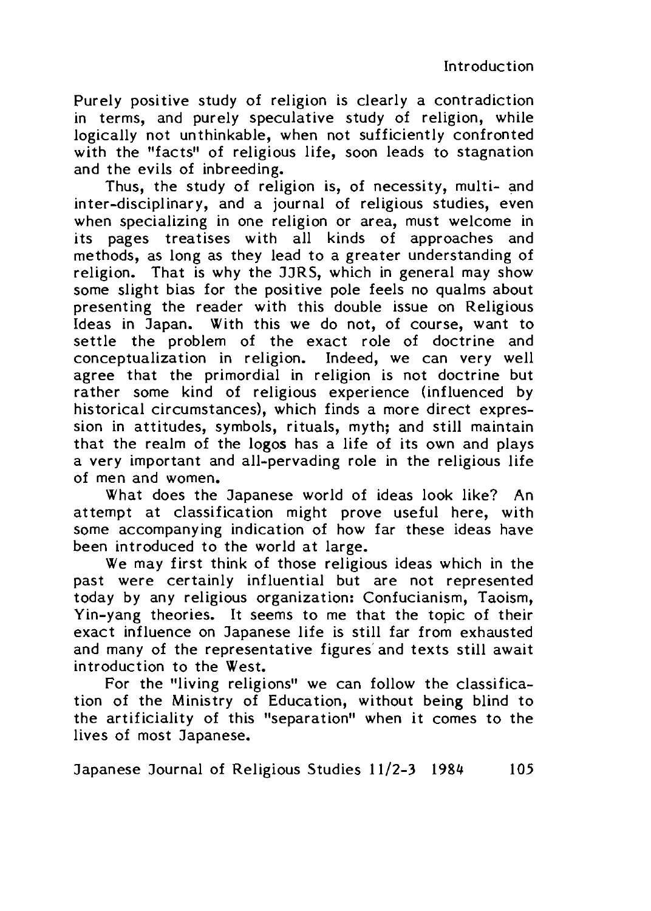Purely positive study of religion is clearly a contradiction in terms, and purely speculative study of religion, while logically not unthinkable, when not sufficiently confronted with the "facts" of religious life, soon leads to stagnation and the evils of inbreeding.

Thus, the study of religion is, of necessity, multi- and inter-disciplinary, and a journal of religious studies, even when specializing in one religion or area, must welcome in its pages treatises with all kinds of approaches and methods, as long as they lead to a greater understanding of religion. That is why the JJRS, which in general may show some slight bias for the positive pole feels no qualms about presenting the reader with this double issue on Religious Ideas in Japan. With this we do not, of course, want to settle the problem of the exact role of doctrine and conceptualization in religion. Indeed, we can very well agree that the primordial in religion is not doctrine but rather some kind of religious experience (influenced by historical circumstances), which finds a more direct expression in attitudes, symbols, rituals, myth; and still maintain that the realm of the logos has a life of its own and plays a very important and all-pervading role in the religious life of men and women.

What does the Japanese world of ideas look like? An attempt at classification might prove useful here, with some accompanying indication of how far these ideas have been introduced to the world at large.

We may first think of those religious ideas which in the past were certainly influential but are not represented today by any religious organization: Confucianism, Taoism, Yin-yang theories. It seems to me that the topic of their exact influence on Japanese life is still far from exhausted and many of the representative figures and texts still await introduction to the West.

For the "living religions" we can follow the classification of the Ministry of Education, without being blind to the artificiality of this "separation" when it comes to the lives of most Japanese.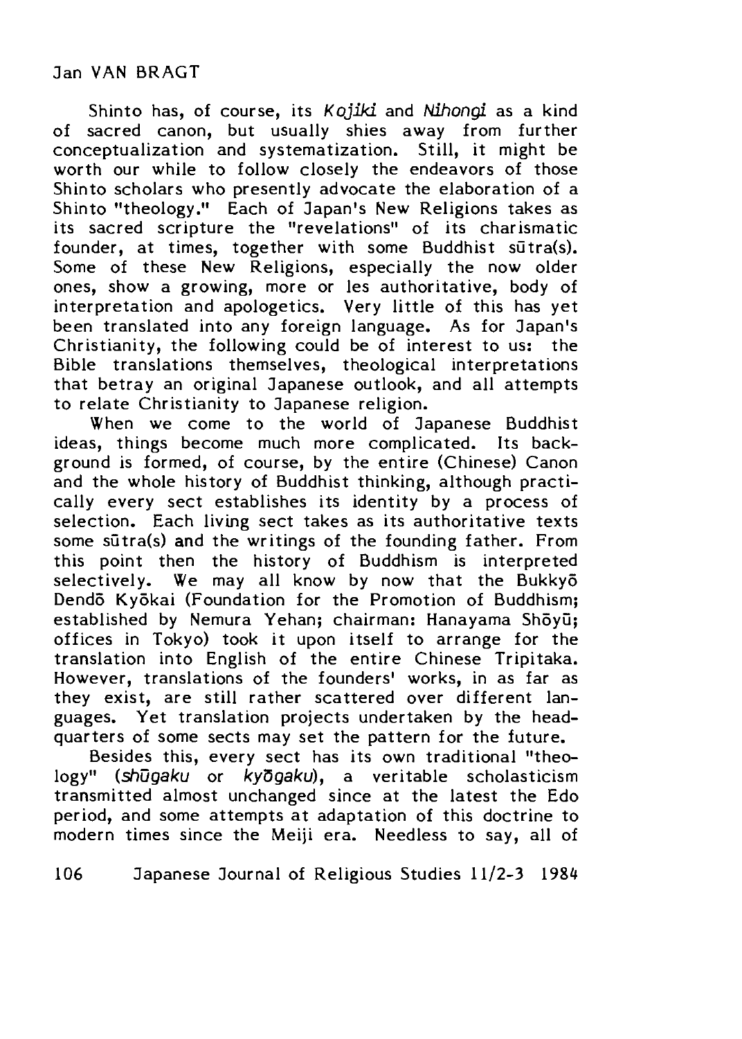Shinto has, of course, its *Kojiki* and *Nihongi* as a kind of sacred canon, but usually shies away from further conceptualization and systematization. Still, it might be worth our while to follow closely the endeavors of those Shinto scholars who presently advocate the elaboration of a Shinto "theology." Each of Japan's New Religions takes as its sacred scripture the "revelations" of its charismatic founder, at times, together with some Buddhist sūtra(s). Some of these New Religions, especially the now older ones, show a growing, more or les authoritative, body of interpretation and apologetics. Very little of this has yet been translated into any foreign language. As for Japan's Christianity, the following could be of interest to us: the Bible translations themselves, theological interpretations that betray an original Japanese outlook, and all attempts to relate Christianity to Japanese religion.

When we come to the world of Japanese Buddhist ideas, things become much more complicated. Its background is formed, of course, by the entire (Chinese) Canon and the whole history of Buddhist thinking, although practically every sect establishes its identity by a process of selection. Each living sect takes as its authoritative texts some sūtra(s) and the writings of the founding father. From this point then the history of Buddhism is interpreted selectively. We may all know by now that the Bukkyō Dendō Kyōkai (Foundation for the Promotion of Buddhism; established by Nemura Yehan; chairman: Hanayama Shōyū; offices in Tokyo) took it upon itself to arrange for the translation into English of the entire Chinese Tripitaka. However, translations of the founders' works, in as far as they exist, are still rather scattered over different languages. Yet translation projects undertaken by the headquarters of some sects may set the pattern for the future.

Besides this, every sect has its own traditional "theology" (*shūgaku* or *kyōgaku*), a veritable scholasticism transmitted almost unchanged since at the latest the Edo period, and some attempts at adaptation of this doctrine to modern times since the Meiji era. Needless to say, all of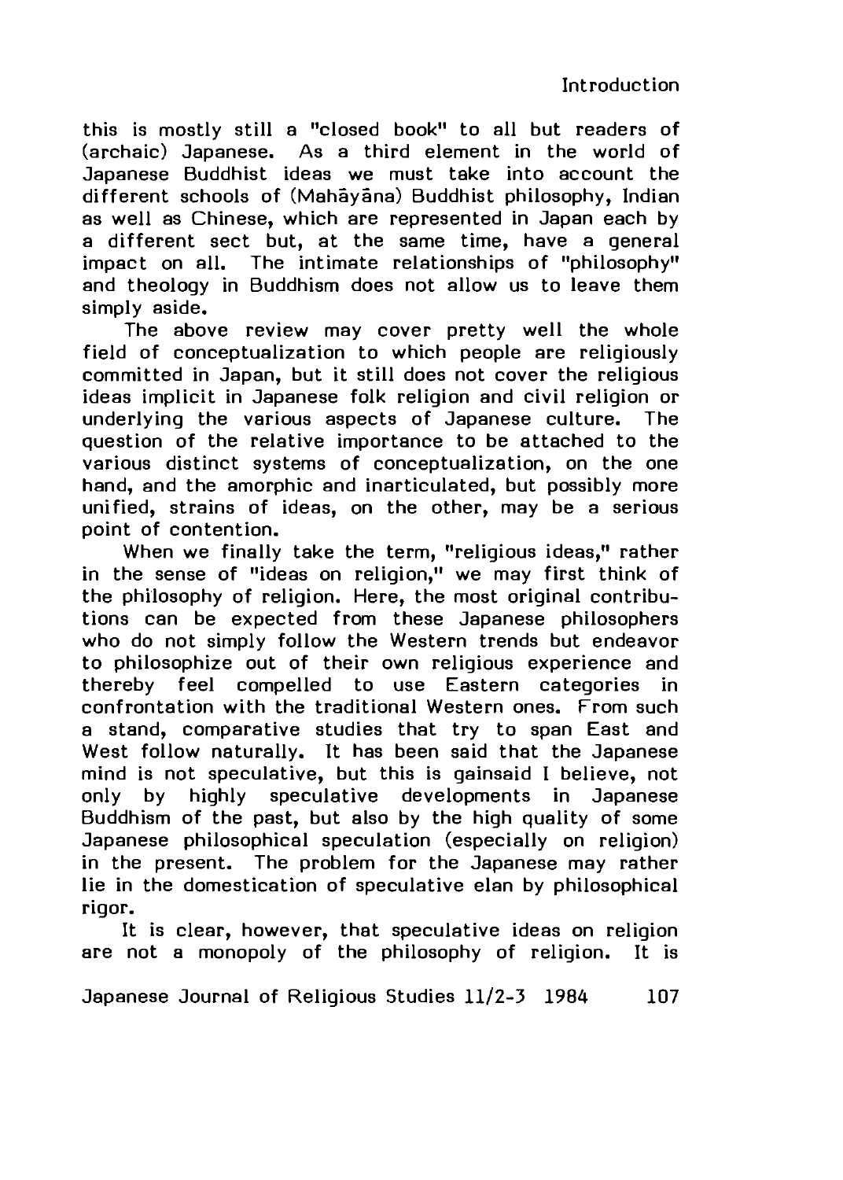this is mostly still a "closed book" to all but readers of (archaic) Japanese. As a third element in the world of Japanese Buddhist ideas we must take into account the different schools of (Mahāyāna) Buddhist philosophy, Indian as well as Chinese, which are represented in Japan each by a different sect but, at the same time, have a general impact on all. The intimate relationships of "philosophy" and theology in Buddhism does not allow us to leave them simply aside.

The above review may cover pretty well the whole field of conceptualization to which people are religiously committed in Japan, but it still does not cover the religious ideas implicit in Japanese folk religion and civil religion or underlying the various aspects of Japanese culture. The question of the relative importance to be attached to the various distinct systems of conceptualization, on the one hand, and the amorphic and inarticulated, but possibly more unified, strains of ideas, on the other, may be a serious point of contention.

When we finally take the term, "religious ideas," rather in the sense of "ideas on religion," we may first think of the philosophy of religion. Here, the most original contributions can be expected from these Japanese philosophers who do not simply follow the Western trends but endeavor to philosophize out of their own religious experience and thereby feel compelled to use Eastern categories in confrontation with the traditional Western ones. From such a stand, comparative studies that try to span East and West follow naturally. It has been said that the Japanese mind is not speculative, but this is gainsaid I believe, not only by highly speculative developments in Japanese Buddhism of the past, but also by the high quality of some Japanese philosophical speculation (especially on religion) in the present. The problem for the Japanese may rather lie in the domestication of speculative elan by philosophical rigor.

It is clear, however, that speculative ideas on religion are not a monopoly of the philosophy of religion. It is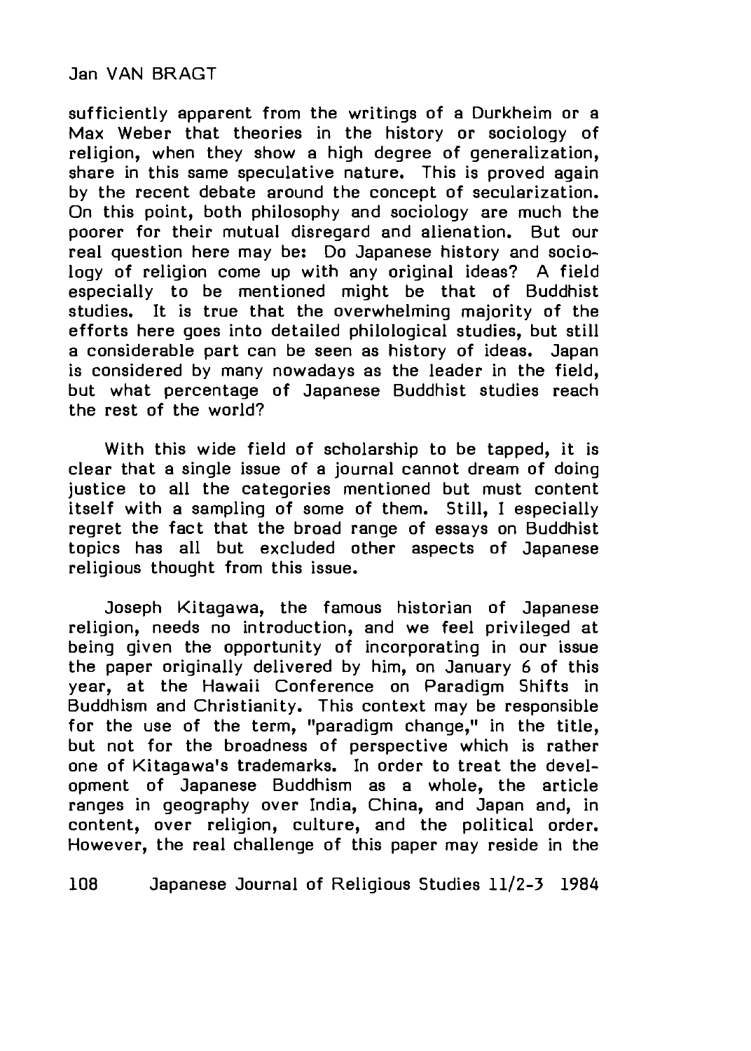sufficiently apparent from the writings of a Durkheim or a Max Weber that theories in the history or sociology of religion, when they show a high degree of generalization, share in this same speculative nature. This is proved again by the recent debate around the concept of secularization. On this point, both philosophy and sociology are much the poorer for their mutual disregard and alienation. But our real question here may be: Do Japanese history and sociology of religion come up with any original ideas? A field especially to be mentioned might be that of Buddhist studies. It is true that the overwhelming majority of the efforts here goes into detailed philological studies, but still a considerable part can be seen as history of ideas. Japan is considered by many nowadays as the leader in the field, but what percentage of Japanese Buddhist studies reach the rest of the world?

With this wide field of scholarship to be tapped, it is clear that a single issue of a journal cannot dream of doing justice to all the categories mentioned but must content itself with a sampling of some of them. Still, I especially regret the fact that the broad range of essays on Buddhist topics has all but excluded other aspects of Japanese religious thought from this issue.

Joseph Kitagawa, the famous historian of Japanese religion, needs no introduction, and we feel privileged at being given the opportunity of incorporating in our issue the paper originally delivered by him, on January 6 of this year, at the Hawaii Conference on Paradigm Shifts in Buddhism and Christianity. This context may be responsible for the use of the term, "paradigm change," in the title, but not for the broadness of perspective which is rather one of Kitagawa's trademarks. In order to treat the development of Japanese Buddhism as a whole, the article ranges in geography over India, China, and Japan and, in content, over religion, culture, and the political order. However, the real challenge of this paper may reside in the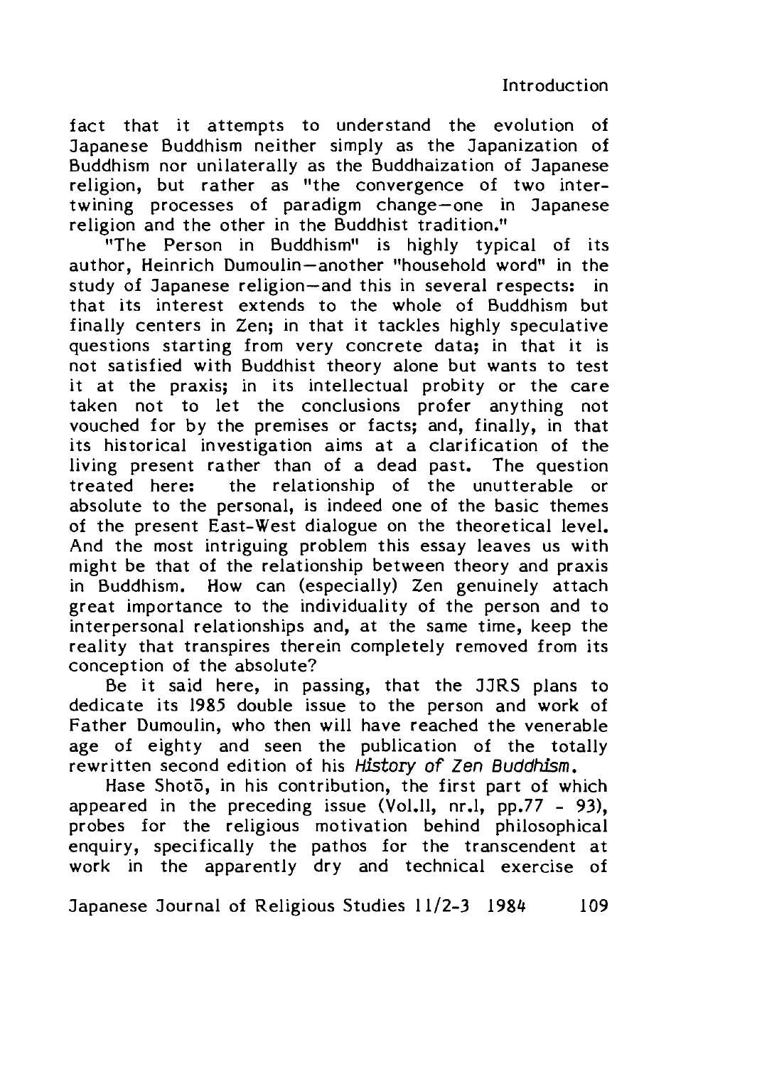fact that it attempts to understand the evolution of Japanese Buddhism neither simply as the Japanization of Buddhism nor unilaterally as the Buddhaization of Japanese religion, but rather as "the convergence of two intertwining processes of paradigm change—one in Japanese religion and the other in the Buddhist tradition."

"The Person in Buddhism" is highly typical of its author, Heinrich Dumoulin—another "household word" in the study of Japanese religion—and this in several respects: in that its interest extends to the whole of Buddhism but finally centers in Zen; in that it tackles highly speculative questions starting from very concrete data; in that it is not satisfied with Buddhist theory alone but wants to test it at the praxis; in its intellectual probity or the care taken not to let the conclusions profer anything not vouched for by the premises or facts; and, finally, in that its historical investigation aims at a clarification of the living present rather than of a dead past. The question treated here: the relationship of the unutterable or absolute to the personal, is indeed one of the basic themes of the present East-West dialogue on the theoretical level. And the most intriguing problem this essay leaves us with might be that of the relationship between theory and praxis in Buddhism. How can (especially) Zen genuinely attach great importance to the individuality of the person and to interpersonal relationships and, at the same time, keep the reality that transpires therein completely removed from its conception of the absolute?

Be it said here, in passing, that the JJRS plans to dedicate its 1985 double issue to the person and work of Father Dumoulin, who then will have reached the venerable age of eighty and seen the publication of the totally rewritten second edition of his *History of Zen Buddhism*.

Hase Shotō, in his contribution, the first part of which appeared in the preceding issue (Vol.11, nr.1, pp.77 - 93), probes for the religious motivation behind philosophical enquiry, specifically the pathos for the transcendent at work in the apparently dry and technical exercise of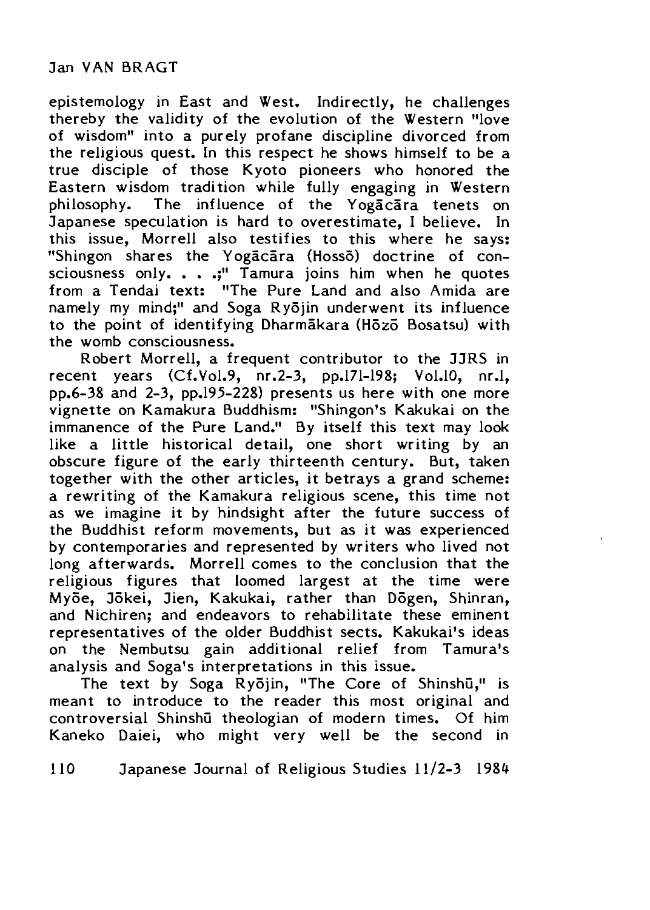epistemology in East and West. Indirectly, he challenges thereby the validity of the evolution of the Western "love of wisdom" into a purely profane discipline divorced from the religious quest. In this respect he shows himself to be a true disciple of those Kyoto pioneers who honored the Eastern wisdom tradition while fully engaging in Western philosophy. The influence of the Yogācāra tenets on Japanese speculation is hard to overestimate, I believe. In this issue, Morrell also testifies to this where he says: "Shingon shares the Yogācāra (Hossō) doctrine of consciousness only. . . .;" Tamura joins him when he quotes from a Tendai text: "The Pure Land and also Amida are namely my mind;" and Soga Ryōjin underwent its influence to the point of identifying Dharmākara (Hōzō Bosatsu) with the womb consciousness.

Robert Morrell, a frequent contributor to the JJRS in recent years (Cf.Vol.9, nr.2-3, pp.171-198; Vol.10, nr.1, pp.6-38 and 2-3, pp.195-228) presents us here with one more vignette on Kamakura Buddhism: "Shingon's Kakukai on the immanence of the Pure Land." By itself this text may look like a little historical detail, one short writing by an obscure figure of the early thirteenth century. But, taken together with the other articles, it betrays a grand scheme: a rewriting of the Kamakura religious scene, this time not as we imagine it by hindsight after the future success of the Buddhist reform movements, but as it was experienced by contemporaries and represented by writers who lived not long afterwards. Morrell comes to the conclusion that the religious figures that loomed largest at the time were Myōe, Jōkei, Jien, Kakukai, rather than Dōgen, Shinran, and Nichiren; and endeavors to rehabilitate these eminent representatives of the older Buddhist sects. Kakukai's ideas on the Nembutsu gain additional relief from Tamura's analysis and Soga's interpretations in this issue.

The text by Soga Ryōjin, "The Core of Shinshū," is meant to introduce to the reader this most original and controversial Shinshū theologian of modern times. Of him Kaneko Daiei, who might very well be the second in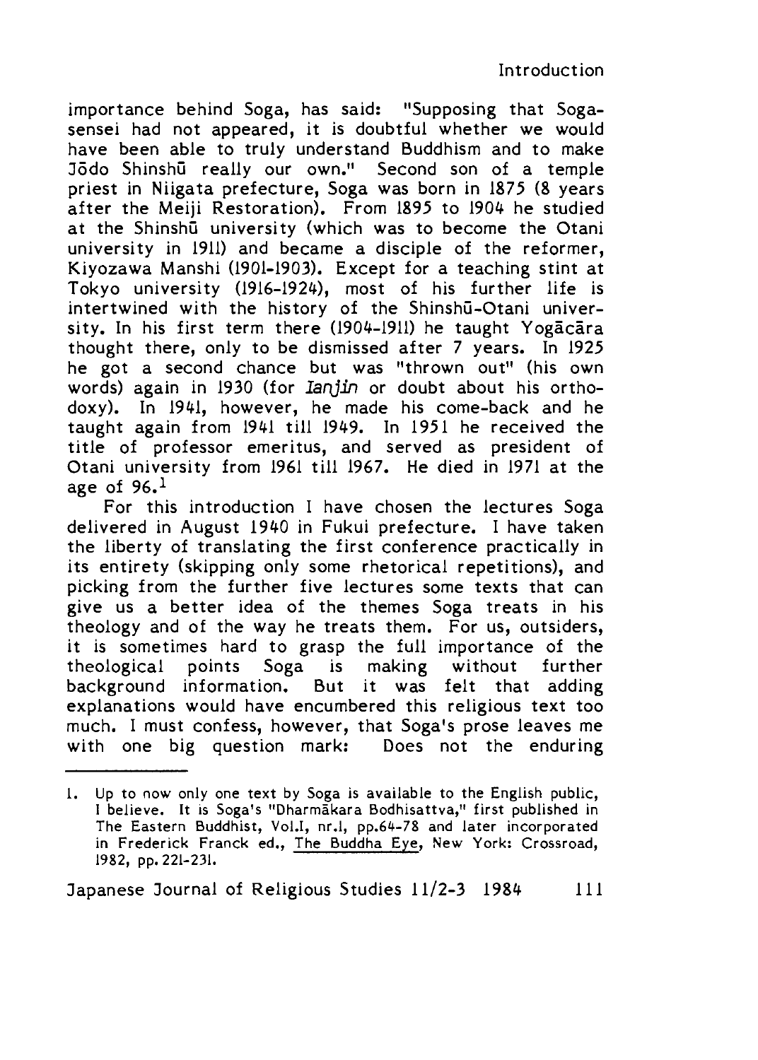importance behind Soga, has said: "Supposing that Soga-sensei had not appeared, it is doubtful whether we would have been able to truly understand Buddhism and to make Jōdo Shinshū really our own." Second son of a temple priest in Niigata prefecture, Soga was born in 1875 (8 years after the Meiji Restoration). From 1895 to 1904 he studied at the Shinshū university (which was to become the Otani university in 1911) and became a disciple of the reformer, Kiyozawa Manshi (1901-1903). Except for a teaching stint at Tokyo university (1916-1924), most of his further life is intertwined with the history of the Shinshū-Otani university. In his first term there (1904-1911) he taught Yogācāra thought there, only to be dismissed after 7 years. In 1925 he got a second chance but was "thrown out" (his own words) again in 1930 (for *ianjin* or doubt about his orthodoxy). In 1941, however, he made his come-back and he taught again from 1941 till 1949. In 1951 he received the title of professor emeritus, and served as president of Otani university from 1961 till 1967. He died in 1971 at the age of 96.[1]

For this introduction I have chosen the lectures Soga delivered in August 1940 in Fukui prefecture. I have taken the liberty of translating the first conference practically in its entirety (skipping only some rhetorical repetitions), and picking from the further five lectures some texts that can give us a better idea of the themes Soga treats in his theology and of the way he treats them. For us, outsiders, it is sometimes hard to grasp the full importance of the theological points Soga is making without further background information. But it was felt that adding explanations would have encumbered this religious text too much. I must confess, however, that Soga's prose leaves me with one big question mark: Does not the enduring

---

1. Up to now only one text by Soga is available to the English public, I believe. It is Soga's "Dharmākara Bodhisattva," first published in The Eastern Buddhist, Vol.I, nr.1, pp.64-78 and later incorporated in Frederick Franck ed., The Buddha Eye, New York: Crossroad, 1982, pp. 221-231.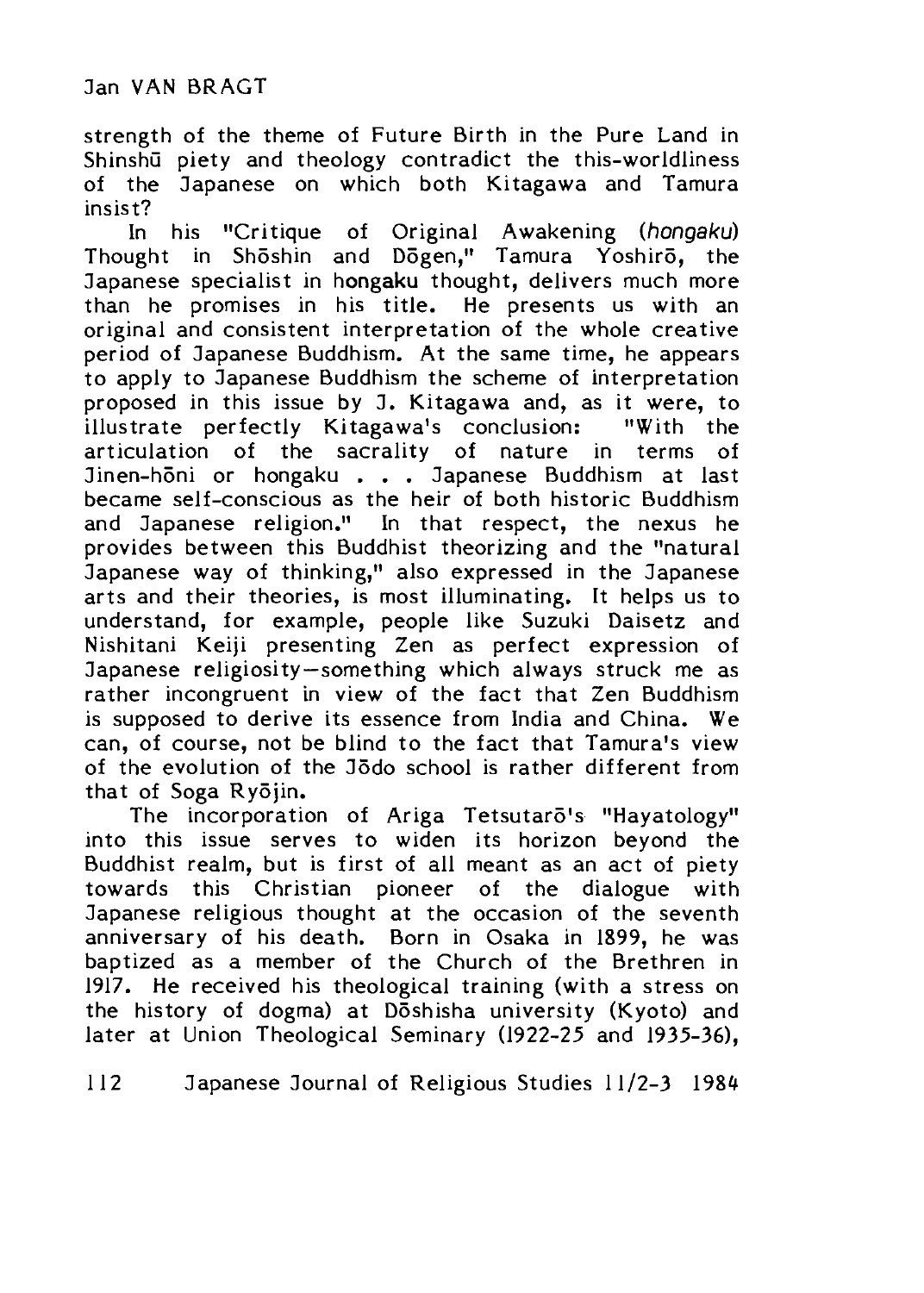strength of the theme of Future Birth in the Pure Land in Shinshū piety and theology contradict the this-worldliness of the Japanese on which both Kitagawa and Tamura insist?

In his "Critique of Original Awakening (*hongaku*) Thought in Shōshin and Dōgen," Tamura Yoshirō, the Japanese specialist in hongaku thought, delivers much more than he promises in his title. He presents us with an original and consistent interpretation of the whole creative period of Japanese Buddhism. At the same time, he appears to apply to Japanese Buddhism the scheme of interpretation proposed in this issue by J. Kitagawa and, as it were, to illustrate perfectly Kitagawa's conclusion: "With the articulation of the sacrality of nature in terms of Jinen-hōni or hongaku . . . Japanese Buddhism at last became self-conscious as the heir of both historic Buddhism and Japanese religion." In that respect, the nexus he provides between this Buddhist theorizing and the "natural Japanese way of thinking," also expressed in the Japanese arts and their theories, is most illuminating. It helps us to understand, for example, people like Suzuki Daisetz and Nishitani Keiji presenting Zen as perfect expression of Japanese religiosity—something which always struck me as rather incongruent in view of the fact that Zen Buddhism is supposed to derive its essence from India and China. We can, of course, not be blind to the fact that Tamura's view of the evolution of the Jōdo school is rather different from that of Soga Ryōjin.

The incorporation of Ariga Tetsutarō's "Hayatology" into this issue serves to widen its horizon beyond the Buddhist realm, but is first of all meant as an act of piety towards this Christian pioneer of the dialogue with Japanese religious thought at the occasion of the seventh anniversary of his death. Born in Osaka in 1899, he was baptized as a member of the Church of the Brethren in 1917. He received his theological training (with a stress on the history of dogma) at Dōshisha university (Kyoto) and later at Union Theological Seminary (1922-25 and 1935-36),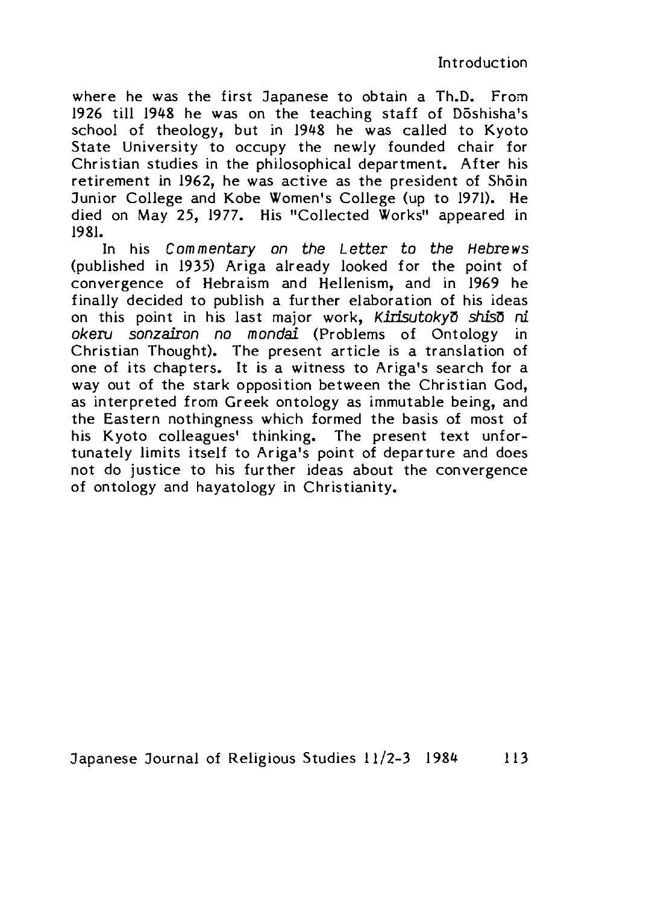where he was the first Japanese to obtain a Th.D. From 1926 till 1948 he was on the teaching staff of Dōshisha's school of theology, but in 1948 he was called to Kyoto State University to occupy the newly founded chair for Christian studies in the philosophical department. After his retirement in 1962, he was active as the president of Shōin Junior College and Kobe Women's College (up to 1971). He died on May 25, 1977. His "Collected Works" appeared in 1981.

In his *Commentary on the Letter to the Hebrews* (published in 1935) Ariga already looked for the point of convergence of Hebraism and Hellenism, and in 1969 he finally decided to publish a further elaboration of his ideas on this point in his last major work, *Kirisutokyō shisō ni okeru sonzairon no mondai* (Problems of Ontology in Christian Thought). The present article is a translation of one of its chapters. It is a witness to Ariga's search for a way out of the stark opposition between the Christian God, as interpreted from Greek ontology as immutable being, and the Eastern nothingness which formed the basis of most of his Kyoto colleagues' thinking. The present text unfortunately limits itself to Ariga's point of departure and does not do justice to his further ideas about the convergence of ontology and hayatology in Christianity.